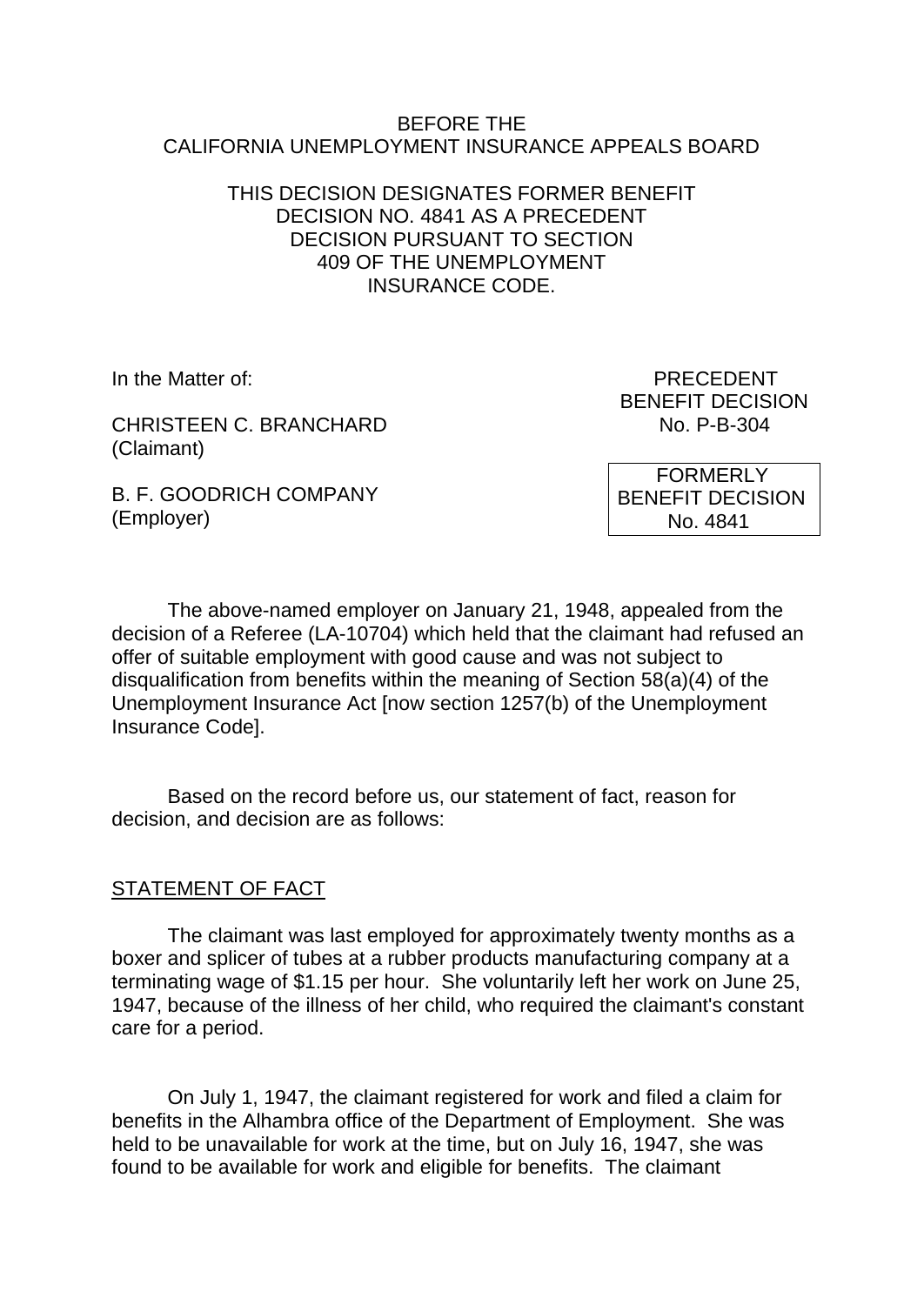BEFORE THE
CALIFORNIA UNEMPLOYMENT INSURANCE APPEALS BOARD

THIS DECISION DESIGNATES FORMER BENEFIT DECISION NO. 4841 AS A PRECEDENT DECISION PURSUANT TO SECTION 409 OF THE UNEMPLOYMENT INSURANCE CODE.

In the Matter of:

CHRISTEEN C. BRANCHARD
(Claimant)

B. F. GOODRICH COMPANY
(Employer)

PRECEDENT
BENEFIT DECISION
No. P-B-304

FORMERLY
BENEFIT DECISION
No. 4841

The above-named employer on January 21, 1948, appealed from the decision of a Referee (LA-10704) which held that the claimant had refused an offer of suitable employment with good cause and was not subject to disqualification from benefits within the meaning of Section 58(a)(4) of the Unemployment Insurance Act [now section 1257(b) of the Unemployment Insurance Code].

Based on the record before us, our statement of fact, reason for decision, and decision are as follows:

STATEMENT OF FACT

The claimant was last employed for approximately twenty months as a boxer and splicer of tubes at a rubber products manufacturing company at a terminating wage of $1.15 per hour. She voluntarily left her work on June 25, 1947, because of the illness of her child, who required the claimant's constant care for a period.

On July 1, 1947, the claimant registered for work and filed a claim for benefits in the Alhambra office of the Department of Employment. She was held to be unavailable for work at the time, but on July 16, 1947, she was found to be available for work and eligible for benefits. The claimant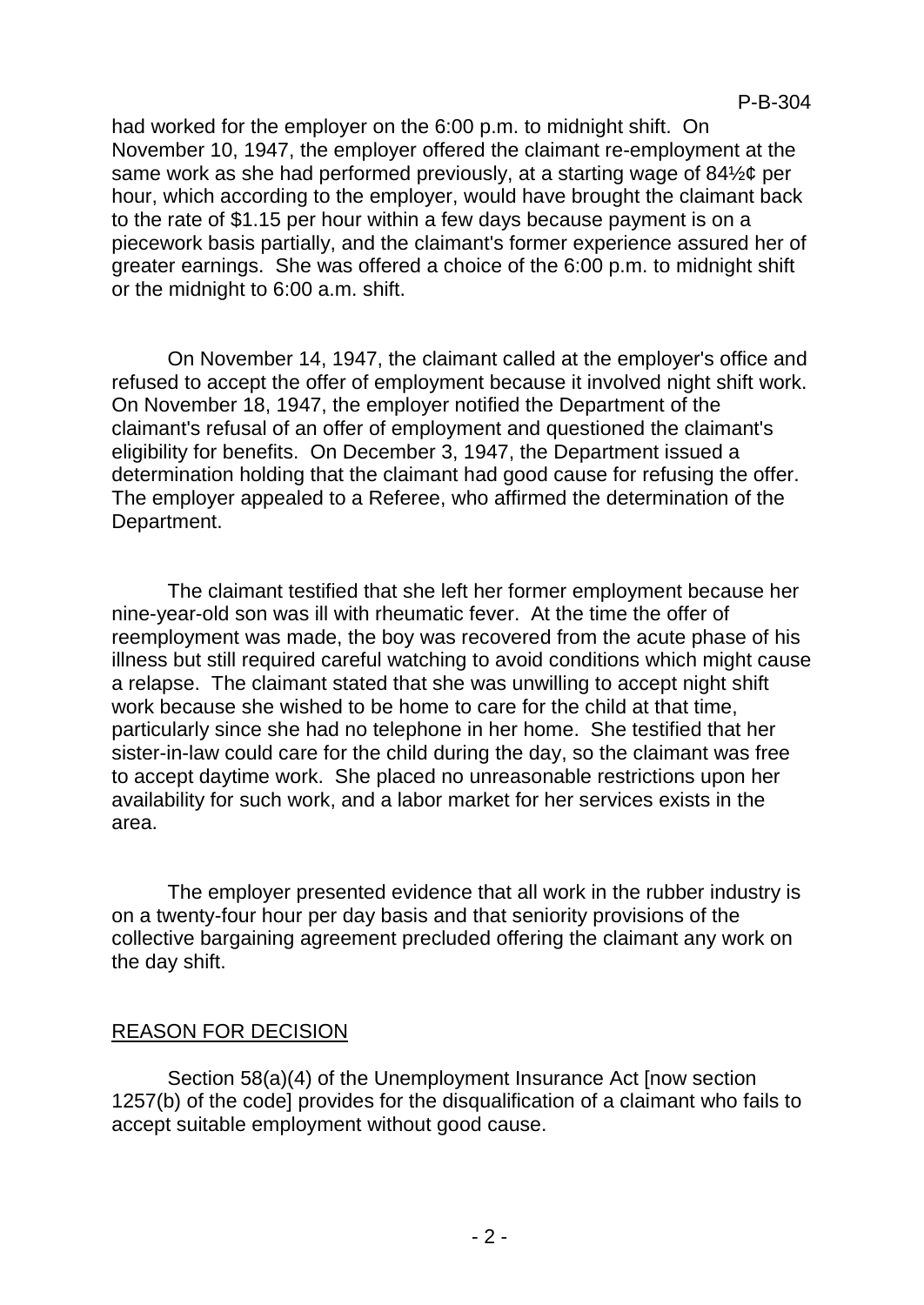had worked for the employer on the 6:00 p.m. to midnight shift. On November 10, 1947, the employer offered the claimant re-employment at the same work as she had performed previously, at a starting wage of 84½¢ per hour, which according to the employer, would have brought the claimant back to the rate of $1.15 per hour within a few days because payment is on a piecework basis partially, and the claimant's former experience assured her of greater earnings. She was offered a choice of the 6:00 p.m. to midnight shift or the midnight to 6:00 a.m. shift.

On November 14, 1947, the claimant called at the employer's office and refused to accept the offer of employment because it involved night shift work. On November 18, 1947, the employer notified the Department of the claimant's refusal of an offer of employment and questioned the claimant's eligibility for benefits. On December 3, 1947, the Department issued a determination holding that the claimant had good cause for refusing the offer. The employer appealed to a Referee, who affirmed the determination of the Department.

The claimant testified that she left her former employment because her nine-year-old son was ill with rheumatic fever. At the time the offer of reemployment was made, the boy was recovered from the acute phase of his illness but still required careful watching to avoid conditions which might cause a relapse. The claimant stated that she was unwilling to accept night shift work because she wished to be home to care for the child at that time, particularly since she had no telephone in her home. She testified that her sister-in-law could care for the child during the day, so the claimant was free to accept daytime work. She placed no unreasonable restrictions upon her availability for such work, and a labor market for her services exists in the area.

The employer presented evidence that all work in the rubber industry is on a twenty-four hour per day basis and that seniority provisions of the collective bargaining agreement precluded offering the claimant any work on the day shift.

## REASON FOR DECISION

Section 58(a)(4) of the Unemployment Insurance Act [now section 1257(b) of the code] provides for the disqualification of a claimant who fails to accept suitable employment without good cause.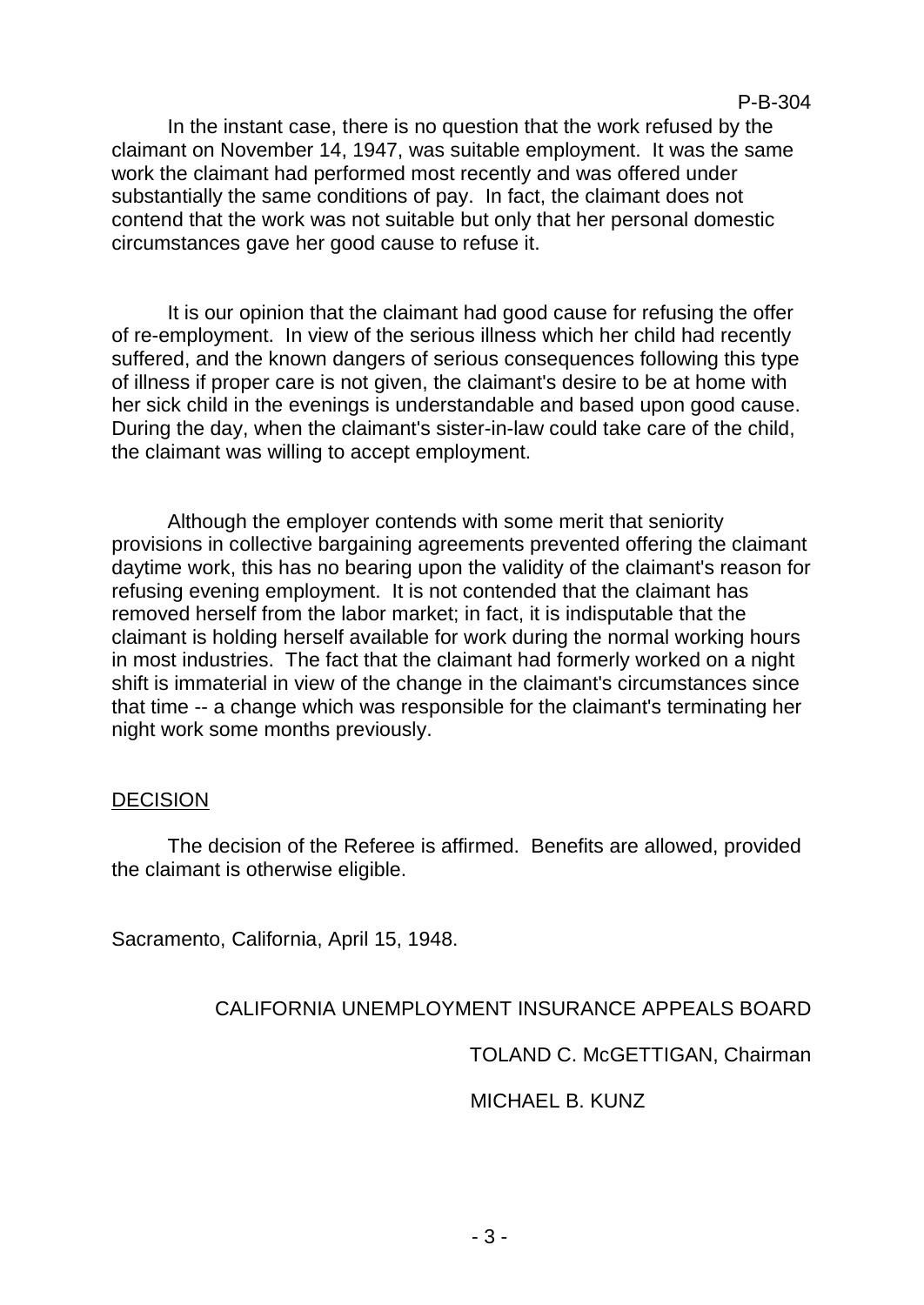In the instant case, there is no question that the work refused by the claimant on November 14, 1947, was suitable employment. It was the same work the claimant had performed most recently and was offered under substantially the same conditions of pay. In fact, the claimant does not contend that the work was not suitable but only that her personal domestic circumstances gave her good cause to refuse it.

It is our opinion that the claimant had good cause for refusing the offer of re-employment. In view of the serious illness which her child had recently suffered, and the known dangers of serious consequences following this type of illness if proper care is not given, the claimant's desire to be at home with her sick child in the evenings is understandable and based upon good cause. During the day, when the claimant's sister-in-law could take care of the child, the claimant was willing to accept employment.

Although the employer contends with some merit that seniority provisions in collective bargaining agreements prevented offering the claimant daytime work, this has no bearing upon the validity of the claimant's reason for refusing evening employment. It is not contended that the claimant has removed herself from the labor market; in fact, it is indisputable that the claimant is holding herself available for work during the normal working hours in most industries. The fact that the claimant had formerly worked on a night shift is immaterial in view of the change in the claimant's circumstances since that time -- a change which was responsible for the claimant's terminating her night work some months previously.

## DECISION

The decision of the Referee is affirmed. Benefits are allowed, provided the claimant is otherwise eligible.

Sacramento, California, April 15, 1948.

CALIFORNIA UNEMPLOYMENT INSURANCE APPEALS BOARD

TOLAND C. McGETTIGAN, Chairman

MICHAEL B. KUNZ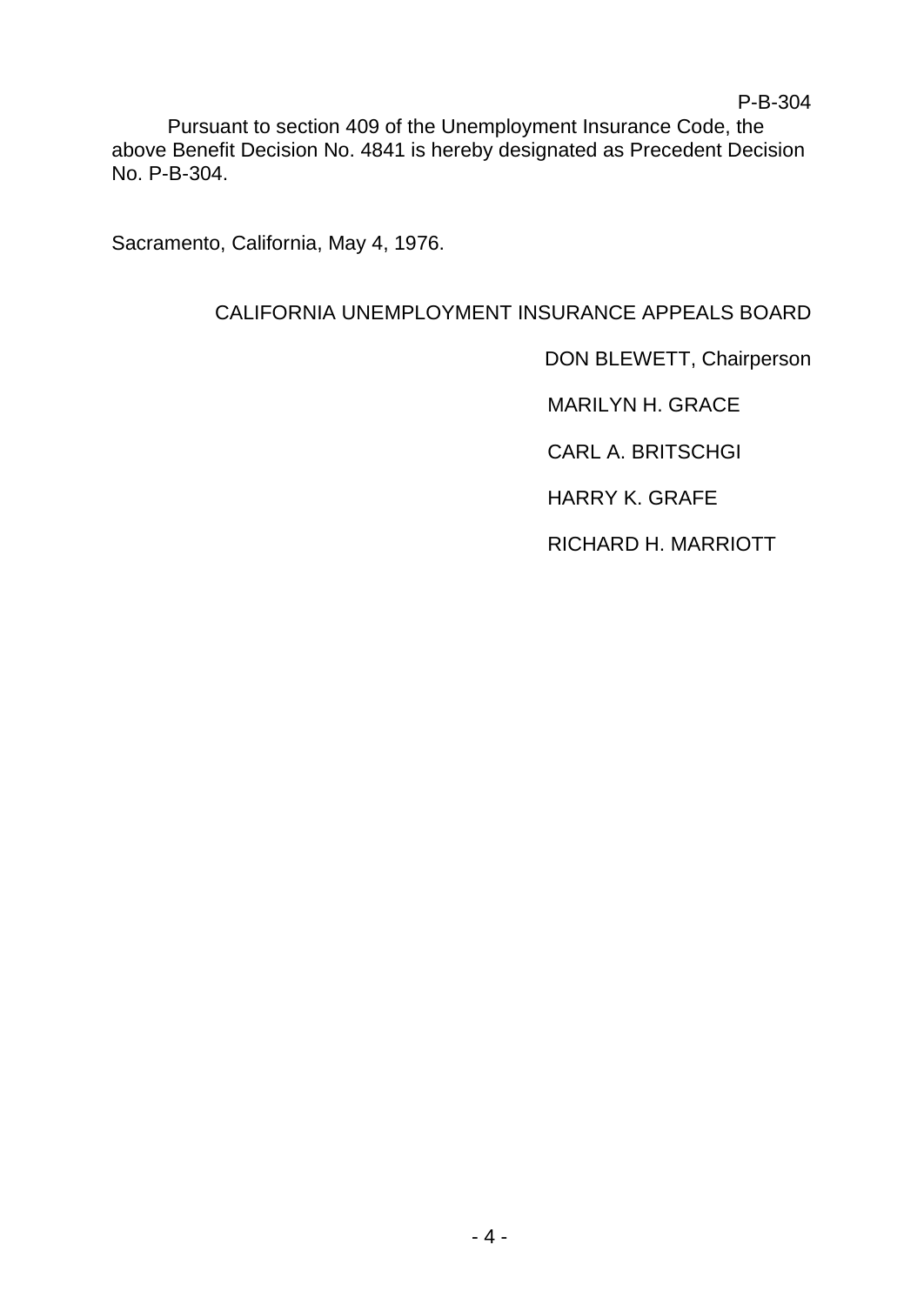P-B-304

Pursuant to section 409 of the Unemployment Insurance Code, the above Benefit Decision No. 4841 is hereby designated as Precedent Decision No. P-B-304.

Sacramento, California, May 4, 1976.

CALIFORNIA UNEMPLOYMENT INSURANCE APPEALS BOARD

DON BLEWETT, Chairperson

MARILYN H. GRACE

CARL A. BRITSCHGI

HARRY K. GRAFE

RICHARD H. MARRIOTT